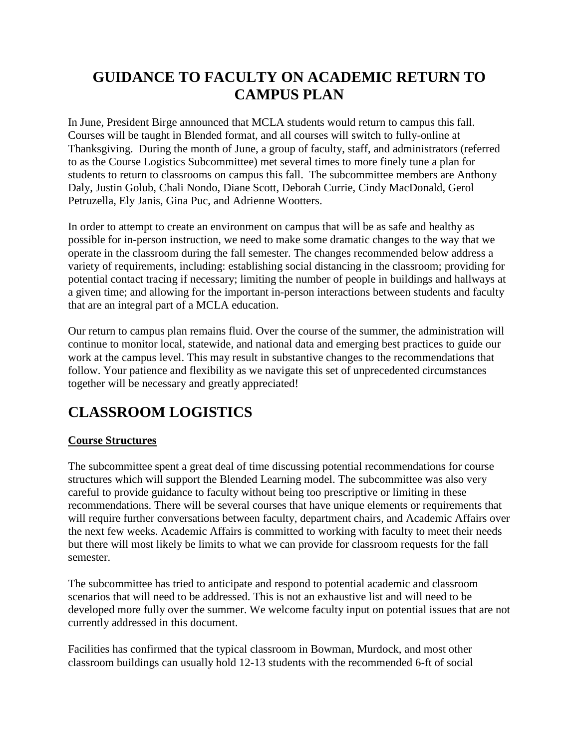# GUIDANCE TO FACULTY ON ACADEMIC RETURN TO CAMPUS PLAN

In June, President Birge announced that MCLA students would return to campus this fall. Courses will be taught in Blended format, and all courses will switch to fully-online at Thanksgiving. During the month of June, a group of faculty, staff, and administrators (referred to as the Course Logistics Subcommittee) met several times to more finely tune a plan for students to return to classrooms on campus this fall. The subcommittee members are Anthony Daly, Justin Golub, Chali Nondo, Diane Scott, Deborah Currie, Cindy MacDonald, Gerol Petruzella, Ely Janis, Gina Puc, and Adrienne Wootters.

In order to attempt to create an environment on campus that will be as safe and healthy as possible for in-person instruction, we need to make some dramatic changes to the way that we operate in the classroom during the fall semester. The changes recommended below address a variety of requirements, including: establishing social distancing in the classroom; providing for potential contact tracing if necessary; limiting the number of people in buildings and hallways at a given time; and allowing for the important in-person interactions between students and faculty that are an integral part of a MCLA education.

Our return to campus plan remains fluid. Over the course of the summer, the administration will continue to monitor local, statewide, and national data and emerging best practices to guide our work at the campus level. This may result in substantive changes to the recommendations that follow. Your patience and flexibility as we navigate this set of unprecedented circumstances together will be necessary and greatly appreciated!

# CLASSROOM LOGISTICS

**Course Structures**

The subcommittee spent a great deal of time discussing potential recommendations for course structures which will support the Blended Learning model. The subcommittee was also very careful to provide guidance to faculty without being too prescriptive or limiting in these recommendations. There will be several courses that have unique elements or requirements that will require further conversations between faculty, department chairs, and Academic Affairs over the next few weeks. Academic Affairs is committed to working with faculty to meet their needs but there will most likely be limits to what we can provide for classroom requests for the fall semester.

The subcommittee has tried to anticipate and respond to potential academic and classroom scenarios that will need to be addressed. This is not an exhaustive list and will need to be developed more fully over the summer. We welcome faculty input on potential issues that are not currently addressed in this document.

Facilities has confirmed that the typical classroom in Bowman, Murdock, and most other classroom buildings can usually hold 12-13 students with the recommended 6-ft of social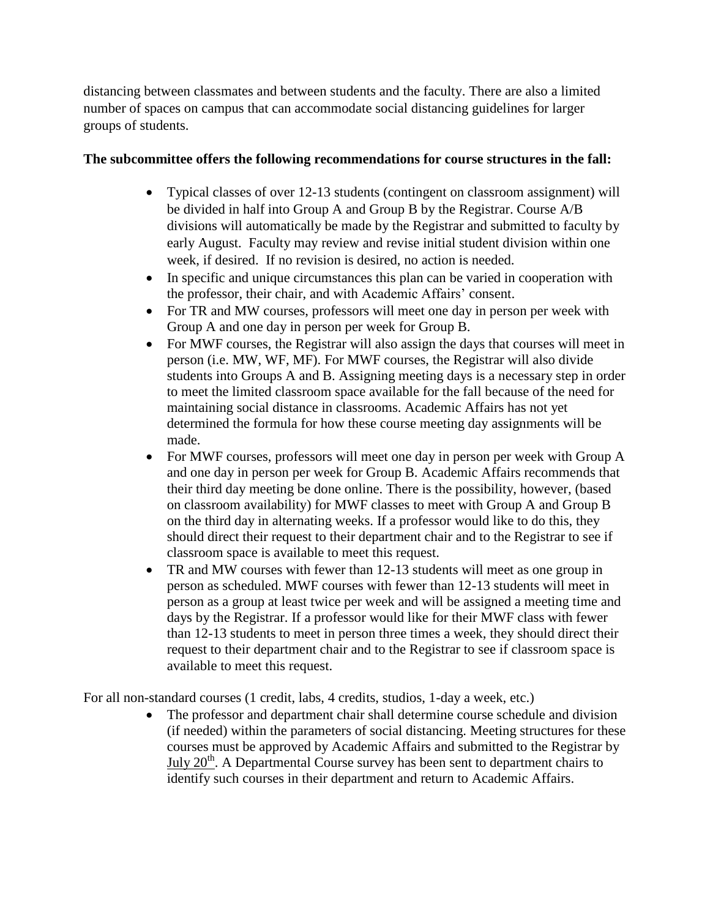distancing between classmates and between students and the faculty. There are also a limited number of spaces on campus that can accommodate social distancing guidelines for larger groups of students.

**The subcommittee offers the following recommendations for course structures in the fall:**

- Typical classes of over 12-13 students (contingent on classroom assignment) will be divided in half into Group A and Group B by the Registrar. Course A/B divisions will automatically be made by the Registrar and submitted to faculty by early August. Faculty may review and revise initial student division within one week, if desired. If no revision is desired, no action is needed.
- In specific and unique circumstances this plan can be varied in cooperation with the professor, their chair, and with Academic Affairs' consent.
- For TR and MW courses, professors will meet one day in person per week with Group A and one day in person per week for Group B.
- For MWF courses, the Registrar will also assign the days that courses will meet in person (i.e. MW, WF, MF). For MWF courses, the Registrar will also divide students into Groups A and B. Assigning meeting days is a necessary step in order to meet the limited classroom space available for the fall because of the need for maintaining social distance in classrooms. Academic Affairs has not yet determined the formula for how these course meeting day assignments will be made.
- For MWF courses, professors will meet one day in person per week with Group A and one day in person per week for Group B. Academic Affairs recommends that their third day meeting be done online. There is the possibility, however, (based on classroom availability) for MWF classes to meet with Group A and Group B on the third day in alternating weeks. If a professor would like to do this, they should direct their request to their department chair and to the Registrar to see if classroom space is available to meet this request.
- TR and MW courses with fewer than 12-13 students will meet as one group in person as scheduled. MWF courses with fewer than 12-13 students will meet in person as a group at least twice per week and will be assigned a meeting time and days by the Registrar. If a professor would like for their MWF class with fewer than 12-13 students to meet in person three times a week, they should direct their request to their department chair and to the Registrar to see if classroom space is available to meet this request.

For all non-standard courses (1 credit, labs, 4 credits, studios, 1-day a week, etc.)

- The professor and department chair shall determine course schedule and division (if needed) within the parameters of social distancing. Meeting structures for these courses must be approved by Academic Affairs and submitted to the Registrar by July 20th. A Departmental Course survey has been sent to department chairs to identify such courses in their department and return to Academic Affairs.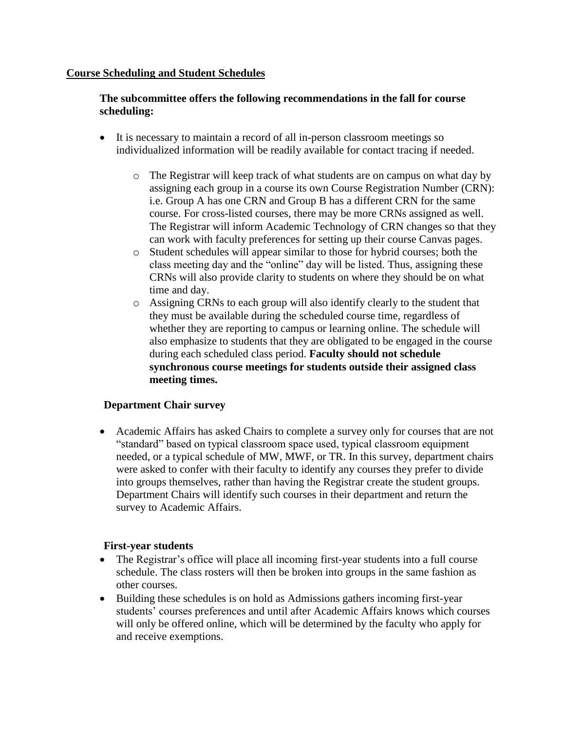## Course Scheduling and Student Schedules

**The subcommittee offers the following recommendations in the fall for course scheduling:**

- It is necessary to maintain a record of all in-person classroom meetings so individualized information will be readily available for contact tracing if needed.
  - The Registrar will keep track of what students are on campus on what day by assigning each group in a course its own Course Registration Number (CRN): i.e. Group A has one CRN and Group B has a different CRN for the same course. For cross-listed courses, there may be more CRNs assigned as well. The Registrar will inform Academic Technology of CRN changes so that they can work with faculty preferences for setting up their course Canvas pages.
  - Student schedules will appear similar to those for hybrid courses; both the class meeting day and the "online" day will be listed. Thus, assigning these CRNs will also provide clarity to students on where they should be on what time and day.
  - Assigning CRNs to each group will also identify clearly to the student that they must be available during the scheduled course time, regardless of whether they are reporting to campus or learning online. The schedule will also emphasize to students that they are obligated to be engaged in the course during each scheduled class period. **Faculty should not schedule synchronous course meetings for students outside their assigned class meeting times.**

### Department Chair survey

- Academic Affairs has asked Chairs to complete a survey only for courses that are not "standard" based on typical classroom space used, typical classroom equipment needed, or a typical schedule of MW, MWF, or TR. In this survey, department chairs were asked to confer with their faculty to identify any courses they prefer to divide into groups themselves, rather than having the Registrar create the student groups. Department Chairs will identify such courses in their department and return the survey to Academic Affairs.

### First-year students

- The Registrar's office will place all incoming first-year students into a full course schedule. The class rosters will then be broken into groups in the same fashion as other courses.
- Building these schedules is on hold as Admissions gathers incoming first-year students' courses preferences and until after Academic Affairs knows which courses will only be offered online, which will be determined by the faculty who apply for and receive exemptions.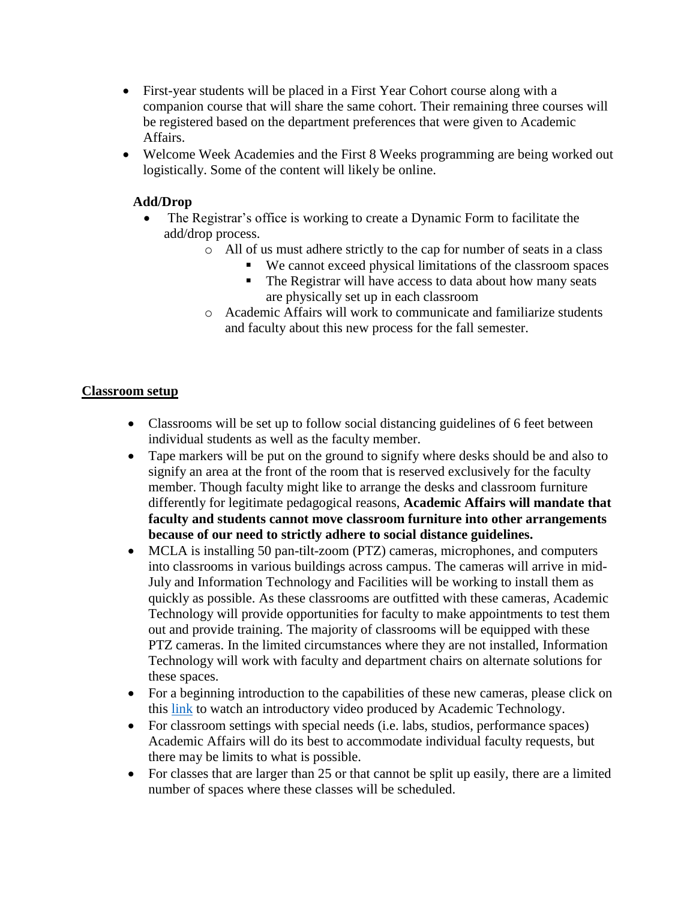- First-year students will be placed in a First Year Cohort course along with a companion course that will share the same cohort. Their remaining three courses will be registered based on the department preferences that were given to Academic Affairs.
- Welcome Week Academies and the First 8 Weeks programming are being worked out logistically. Some of the content will likely be online.

**Add/Drop**

- The Registrar's office is working to create a Dynamic Form to facilitate the add/drop process.
  - All of us must adhere strictly to the cap for number of seats in a class
    - We cannot exceed physical limitations of the classroom spaces
    - The Registrar will have access to data about how many seats are physically set up in each classroom
  - Academic Affairs will work to communicate and familiarize students and faculty about this new process for the fall semester.

## Classroom setup

- Classrooms will be set up to follow social distancing guidelines of 6 feet between individual students as well as the faculty member.
- Tape markers will be put on the ground to signify where desks should be and also to signify an area at the front of the room that is reserved exclusively for the faculty member. Though faculty might like to arrange the desks and classroom furniture differently for legitimate pedagogical reasons, **Academic Affairs will mandate that faculty and students cannot move classroom furniture into other arrangements because of our need to strictly adhere to social distance guidelines.**
- MCLA is installing 50 pan-tilt-zoom (PTZ) cameras, microphones, and computers into classrooms in various buildings across campus. The cameras will arrive in mid-July and Information Technology and Facilities will be working to install them as quickly as possible. As these classrooms are outfitted with these cameras, Academic Technology will provide opportunities for faculty to make appointments to test them out and provide training. The majority of classrooms will be equipped with these PTZ cameras. In the limited circumstances where they are not installed, Information Technology will work with faculty and department chairs on alternate solutions for these spaces.
- For a beginning introduction to the capabilities of these new cameras, please click on this link to watch an introductory video produced by Academic Technology.
- For classroom settings with special needs (i.e. labs, studios, performance spaces) Academic Affairs will do its best to accommodate individual faculty requests, but there may be limits to what is possible.
- For classes that are larger than 25 or that cannot be split up easily, there are a limited number of spaces where these classes will be scheduled.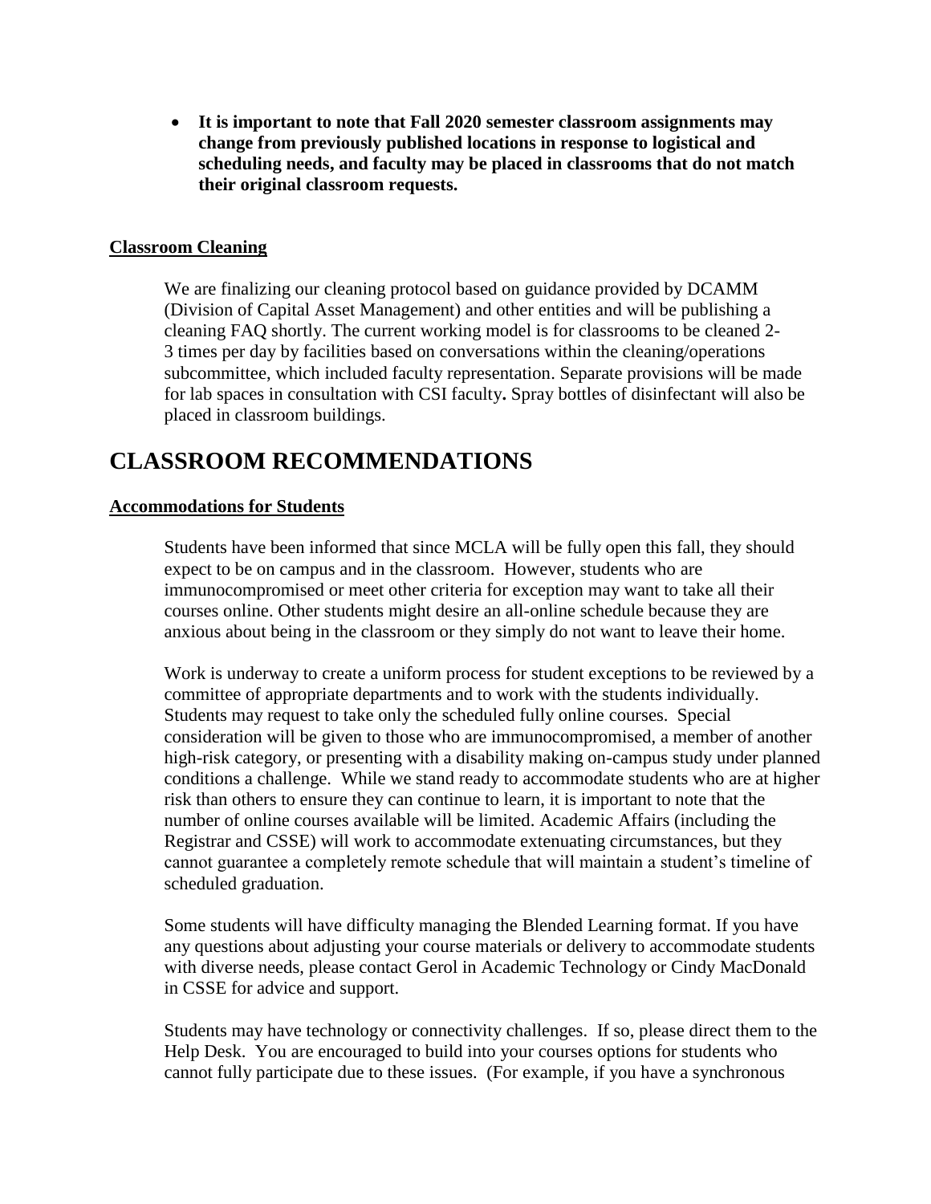- **It is important to note that Fall 2020 semester classroom assignments may change from previously published locations in response to logistical and scheduling needs, and faculty may be placed in classrooms that do not match their original classroom requests.**

**Classroom Cleaning**

We are finalizing our cleaning protocol based on guidance provided by DCAMM (Division of Capital Asset Management) and other entities and will be publishing a cleaning FAQ shortly. The current working model is for classrooms to be cleaned 2-3 times per day by facilities based on conversations within the cleaning/operations subcommittee, which included faculty representation. Separate provisions will be made for lab spaces in consultation with CSI faculty**.** Spray bottles of disinfectant will also be placed in classroom buildings.

# CLASSROOM RECOMMENDATIONS

**Accommodations for Students**

Students have been informed that since MCLA will be fully open this fall, they should expect to be on campus and in the classroom. However, students who are immunocompromised or meet other criteria for exception may want to take all their courses online. Other students might desire an all-online schedule because they are anxious about being in the classroom or they simply do not want to leave their home.

Work is underway to create a uniform process for student exceptions to be reviewed by a committee of appropriate departments and to work with the students individually. Students may request to take only the scheduled fully online courses. Special consideration will be given to those who are immunocompromised, a member of another high-risk category, or presenting with a disability making on-campus study under planned conditions a challenge. While we stand ready to accommodate students who are at higher risk than others to ensure they can continue to learn, it is important to note that the number of online courses available will be limited. Academic Affairs (including the Registrar and CSSE) will work to accommodate extenuating circumstances, but they cannot guarantee a completely remote schedule that will maintain a student's timeline of scheduled graduation.

Some students will have difficulty managing the Blended Learning format. If you have any questions about adjusting your course materials or delivery to accommodate students with diverse needs, please contact Gerol in Academic Technology or Cindy MacDonald in CSSE for advice and support.

Students may have technology or connectivity challenges. If so, please direct them to the Help Desk. You are encouraged to build into your courses options for students who cannot fully participate due to these issues. (For example, if you have a synchronous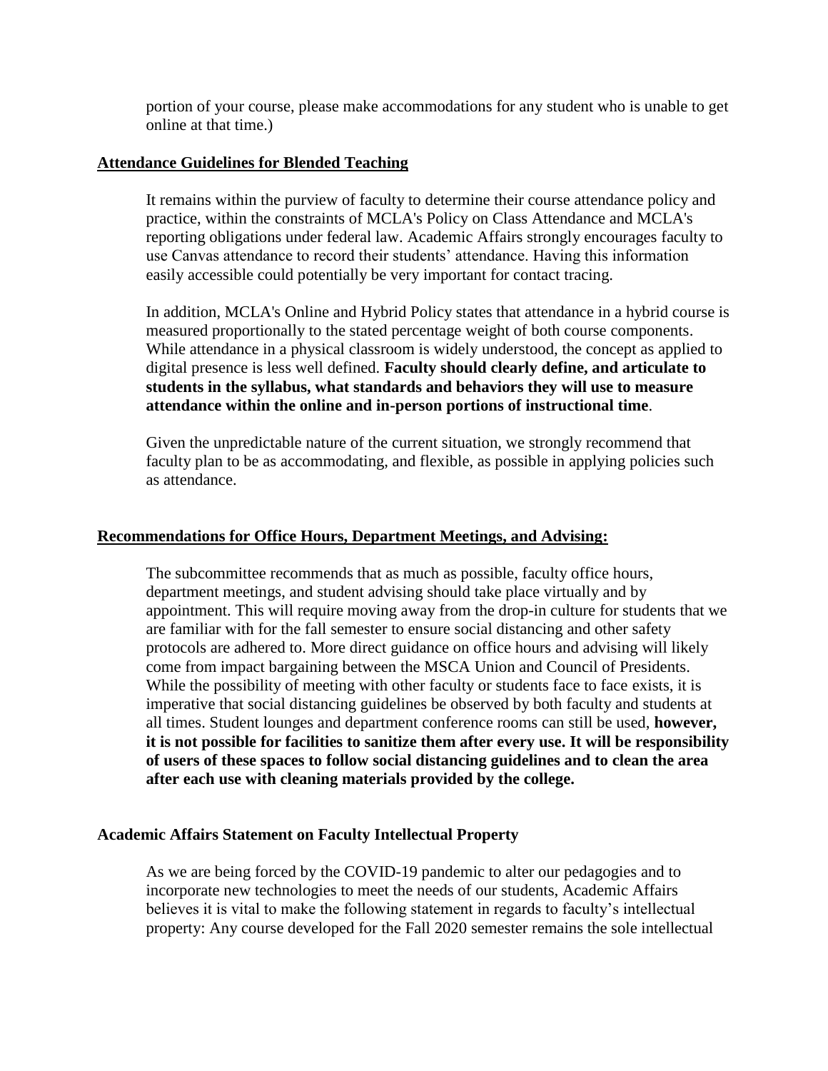portion of your course, please make accommodations for any student who is unable to get online at that time.)

## Attendance Guidelines for Blended Teaching

It remains within the purview of faculty to determine their course attendance policy and practice, within the constraints of MCLA's Policy on Class Attendance and MCLA's reporting obligations under federal law. Academic Affairs strongly encourages faculty to use Canvas attendance to record their students' attendance. Having this information easily accessible could potentially be very important for contact tracing.

In addition, MCLA's Online and Hybrid Policy states that attendance in a hybrid course is measured proportionally to the stated percentage weight of both course components. While attendance in a physical classroom is widely understood, the concept as applied to digital presence is less well defined. **Faculty should clearly define, and articulate to students in the syllabus, what standards and behaviors they will use to measure attendance within the online and in-person portions of instructional time**.

Given the unpredictable nature of the current situation, we strongly recommend that faculty plan to be as accommodating, and flexible, as possible in applying policies such as attendance.

## Recommendations for Office Hours, Department Meetings, and Advising:

The subcommittee recommends that as much as possible, faculty office hours, department meetings, and student advising should take place virtually and by appointment. This will require moving away from the drop-in culture for students that we are familiar with for the fall semester to ensure social distancing and other safety protocols are adhered to. More direct guidance on office hours and advising will likely come from impact bargaining between the MSCA Union and Council of Presidents. While the possibility of meeting with other faculty or students face to face exists, it is imperative that social distancing guidelines be observed by both faculty and students at all times. Student lounges and department conference rooms can still be used, **however, it is not possible for facilities to sanitize them after every use. It will be responsibility of users of these spaces to follow social distancing guidelines and to clean the area after each use with cleaning materials provided by the college.**

## Academic Affairs Statement on Faculty Intellectual Property

As we are being forced by the COVID-19 pandemic to alter our pedagogies and to incorporate new technologies to meet the needs of our students, Academic Affairs believes it is vital to make the following statement in regards to faculty's intellectual property: Any course developed for the Fall 2020 semester remains the sole intellectual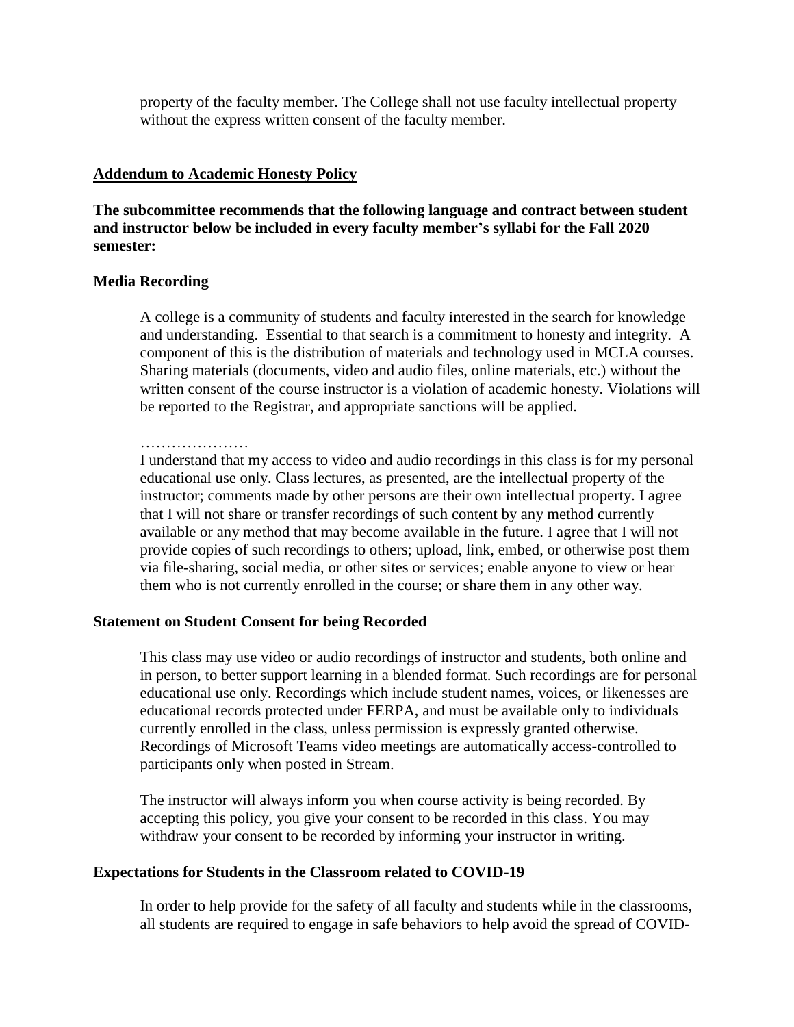property of the faculty member. The College shall not use faculty intellectual property without the express written consent of the faculty member.

## Addendum to Academic Honesty Policy

**The subcommittee recommends that the following language and contract between student and instructor below be included in every faculty member's syllabi for the Fall 2020 semester:**

### Media Recording

A college is a community of students and faculty interested in the search for knowledge and understanding. Essential to that search is a commitment to honesty and integrity. A component of this is the distribution of materials and technology used in MCLA courses. Sharing materials (documents, video and audio files, online materials, etc.) without the written consent of the course instructor is a violation of academic honesty. Violations will be reported to the Registrar, and appropriate sanctions will be applied.

…………………

I understand that my access to video and audio recordings in this class is for my personal educational use only. Class lectures, as presented, are the intellectual property of the instructor; comments made by other persons are their own intellectual property. I agree that I will not share or transfer recordings of such content by any method currently available or any method that may become available in the future. I agree that I will not provide copies of such recordings to others; upload, link, embed, or otherwise post them via file-sharing, social media, or other sites or services; enable anyone to view or hear them who is not currently enrolled in the course; or share them in any other way.

### Statement on Student Consent for being Recorded

This class may use video or audio recordings of instructor and students, both online and in person, to better support learning in a blended format. Such recordings are for personal educational use only. Recordings which include student names, voices, or likenesses are educational records protected under FERPA, and must be available only to individuals currently enrolled in the class, unless permission is expressly granted otherwise. Recordings of Microsoft Teams video meetings are automatically access-controlled to participants only when posted in Stream.

The instructor will always inform you when course activity is being recorded. By accepting this policy, you give your consent to be recorded in this class. You may withdraw your consent to be recorded by informing your instructor in writing.

### Expectations for Students in the Classroom related to COVID-19

In order to help provide for the safety of all faculty and students while in the classrooms, all students are required to engage in safe behaviors to help avoid the spread of COVID-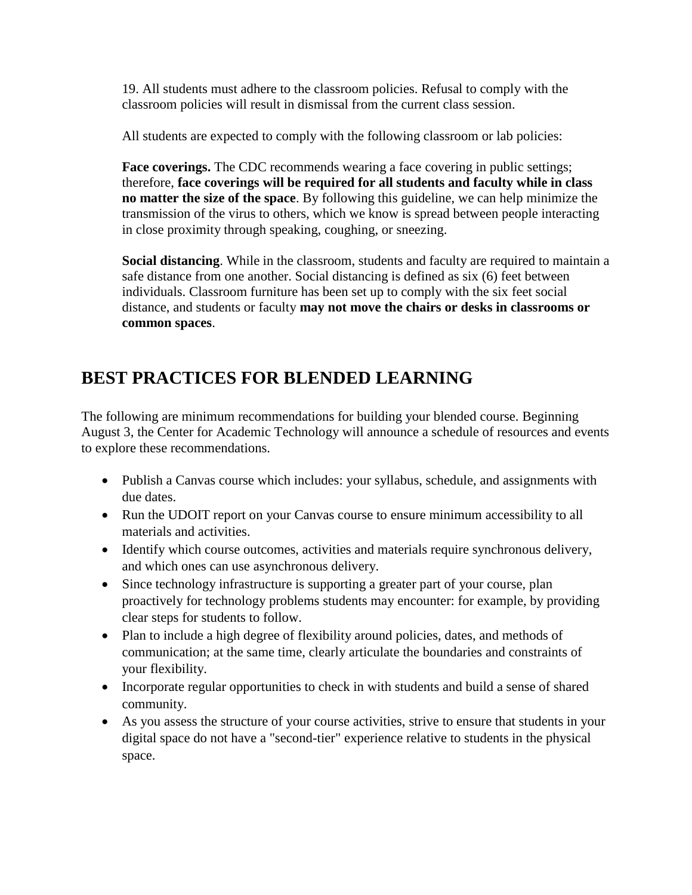19. All students must adhere to the classroom policies. Refusal to comply with the classroom policies will result in dismissal from the current class session.

All students are expected to comply with the following classroom or lab policies:

**Face coverings.** The CDC recommends wearing a face covering in public settings; therefore, **face coverings will be required for all students and faculty while in class no matter the size of the space**. By following this guideline, we can help minimize the transmission of the virus to others, which we know is spread between people interacting in close proximity through speaking, coughing, or sneezing.

**Social distancing**. While in the classroom, students and faculty are required to maintain a safe distance from one another. Social distancing is defined as six (6) feet between individuals. Classroom furniture has been set up to comply with the six feet social distance, and students or faculty **may not move the chairs or desks in classrooms or common spaces**.

## BEST PRACTICES FOR BLENDED LEARNING

The following are minimum recommendations for building your blended course. Beginning August 3, the Center for Academic Technology will announce a schedule of resources and events to explore these recommendations.

- Publish a Canvas course which includes: your syllabus, schedule, and assignments with due dates.
- Run the UDOIT report on your Canvas course to ensure minimum accessibility to all materials and activities.
- Identify which course outcomes, activities and materials require synchronous delivery, and which ones can use asynchronous delivery.
- Since technology infrastructure is supporting a greater part of your course, plan proactively for technology problems students may encounter: for example, by providing clear steps for students to follow.
- Plan to include a high degree of flexibility around policies, dates, and methods of communication; at the same time, clearly articulate the boundaries and constraints of your flexibility.
- Incorporate regular opportunities to check in with students and build a sense of shared community.
- As you assess the structure of your course activities, strive to ensure that students in your digital space do not have a "second-tier" experience relative to students in the physical space.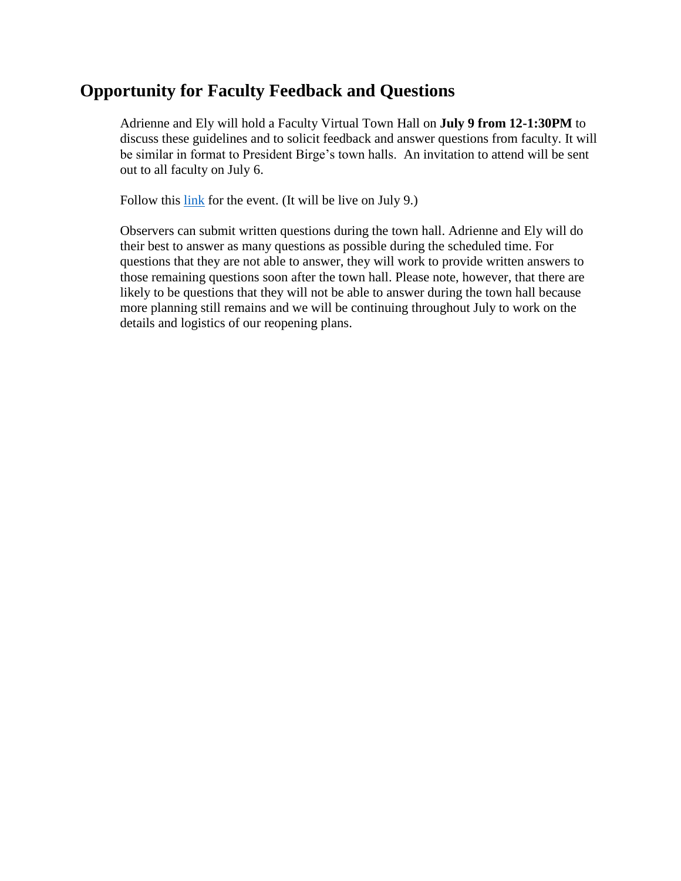## Opportunity for Faculty Feedback and Questions

Adrienne and Ely will hold a Faculty Virtual Town Hall on **July 9 from 12-1:30PM** to discuss these guidelines and to solicit feedback and answer questions from faculty. It will be similar in format to President Birge's town halls. An invitation to attend will be sent out to all faculty on July 6.

Follow this link for the event. (It will be live on July 9.)

Observers can submit written questions during the town hall. Adrienne and Ely will do their best to answer as many questions as possible during the scheduled time. For questions that they are not able to answer, they will work to provide written answers to those remaining questions soon after the town hall. Please note, however, that there are likely to be questions that they will not be able to answer during the town hall because more planning still remains and we will be continuing throughout July to work on the details and logistics of our reopening plans.